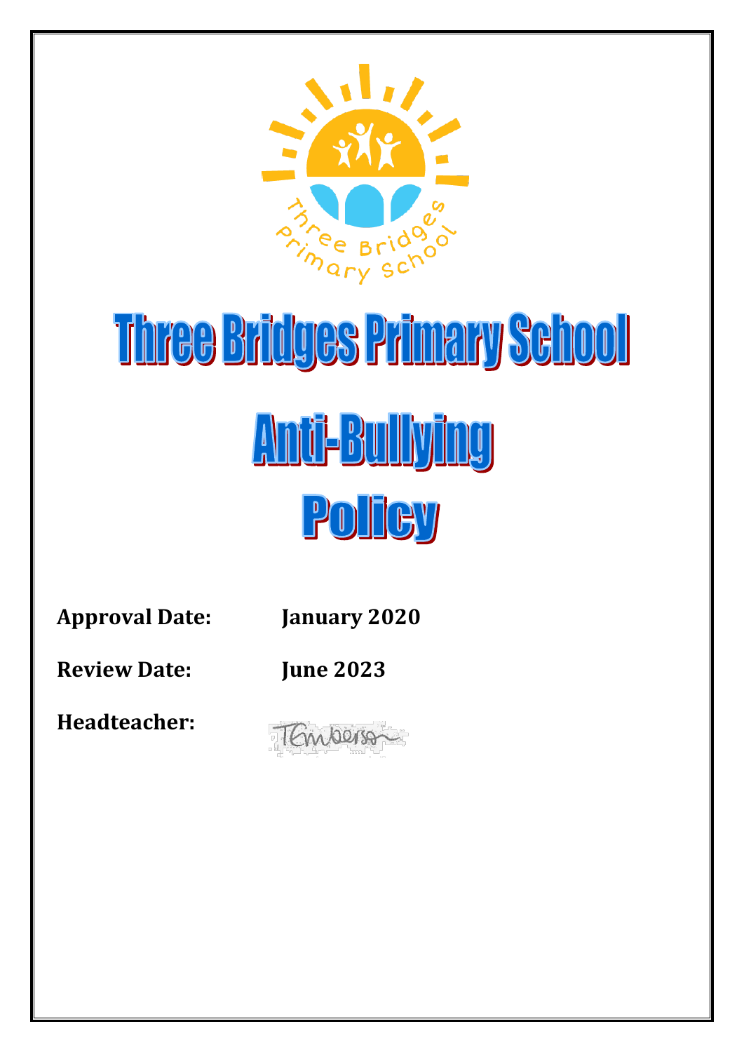# Three Bridges Primary School

# Anti-Bullying Policy

**Approval Date:** **January 2020**

**Review Date:** **June 2023**

**Headteacher:**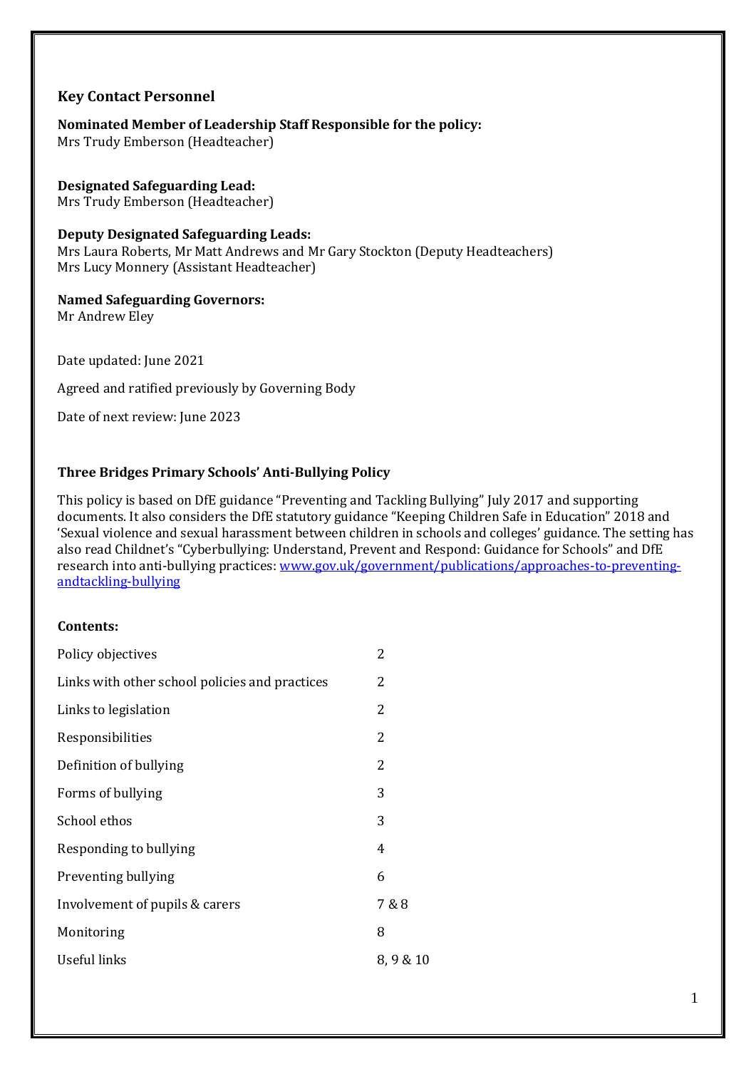### Key Contact Personnel

**Nominated Member of Leadership Staff Responsible for the policy:**
Mrs Trudy Emberson (Headteacher)

**Designated Safeguarding Lead:**
Mrs Trudy Emberson (Headteacher)

**Deputy Designated Safeguarding Leads:**
Mrs Laura Roberts, Mr Matt Andrews and Mr Gary Stockton (Deputy Headteachers)
Mrs Lucy Monnery (Assistant Headteacher)

**Named Safeguarding Governors:**
Mr Andrew Eley

Date updated: June 2021

Agreed and ratified previously by Governing Body

Date of next review: June 2023

### Three Bridges Primary Schools' Anti-Bullying Policy

This policy is based on DfE guidance "Preventing and Tackling Bullying" July 2017 and supporting documents. It also considers the DfE statutory guidance "Keeping Children Safe in Education" 2018 and 'Sexual violence and sexual harassment between children in schools and colleges' guidance. The setting has also read Childnet's "Cyberbullying: Understand, Prevent and Respond: Guidance for Schools" and DfE research into anti-bullying practices: [www.gov.uk/government/publications/approaches-to-preventing-andtackling-bullying](www.gov.uk/government/publications/approaches-to-preventing-andtackling-bullying)

**Contents:**

| | |
|---|---|
| Policy objectives | 2 |
| Links with other school policies and practices | 2 |
| Links to legislation | 2 |
| Responsibilities | 2 |
| Definition of bullying | 2 |
| Forms of bullying | 3 |
| School ethos | 3 |
| Responding to bullying | 4 |
| Preventing bullying | 6 |
| Involvement of pupils & carers | 7 & 8 |
| Monitoring | 8 |
| Useful links | 8, 9 & 10 |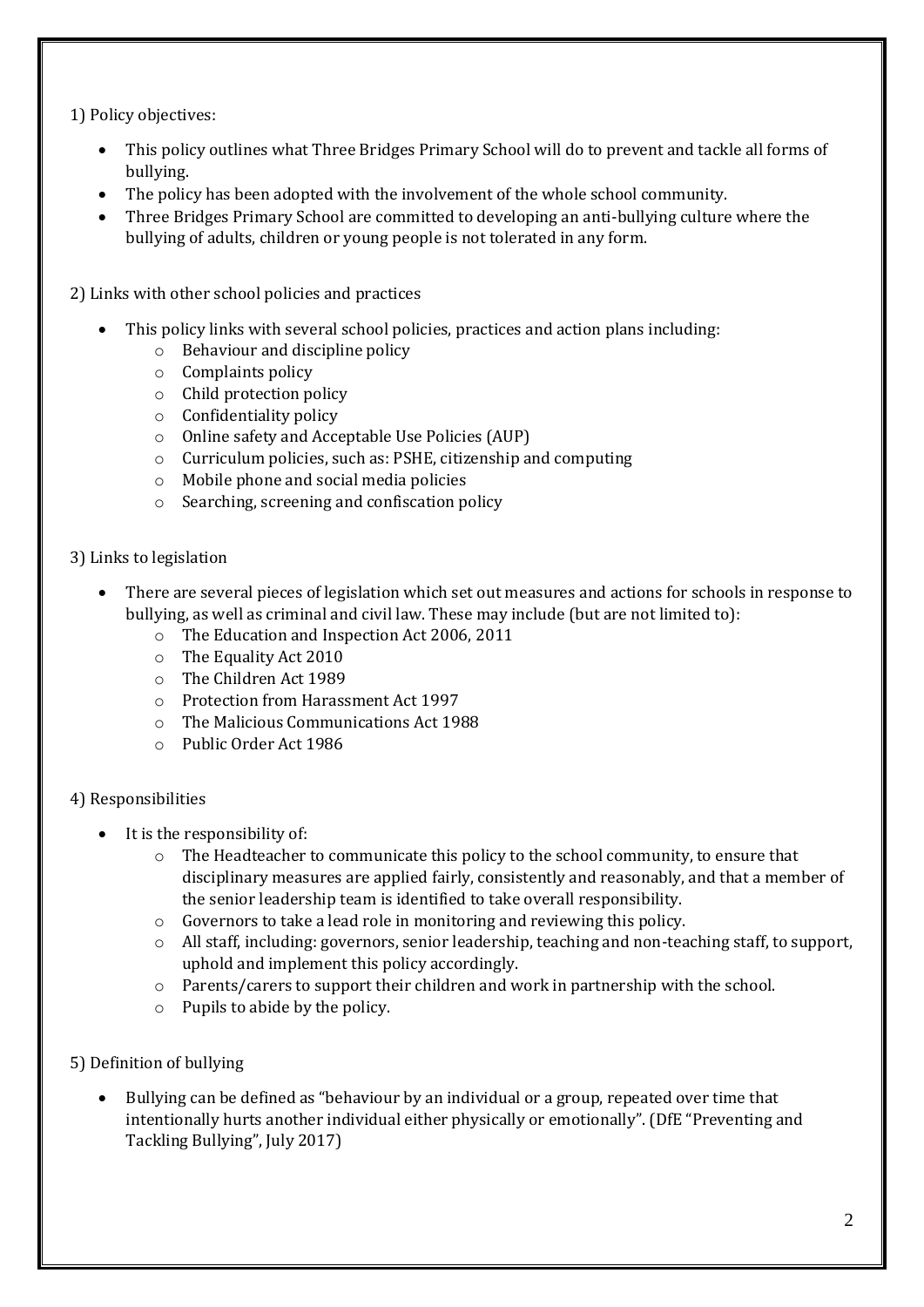1) Policy objectives:

- This policy outlines what Three Bridges Primary School will do to prevent and tackle all forms of bullying.
- The policy has been adopted with the involvement of the whole school community.
- Three Bridges Primary School are committed to developing an anti-bullying culture where the bullying of adults, children or young people is not tolerated in any form.

2) Links with other school policies and practices

- This policy links with several school policies, practices and action plans including:
  - Behaviour and discipline policy
  - Complaints policy
  - Child protection policy
  - Confidentiality policy
  - Online safety and Acceptable Use Policies (AUP)
  - Curriculum policies, such as: PSHE, citizenship and computing
  - Mobile phone and social media policies
  - Searching, screening and confiscation policy

3) Links to legislation

- There are several pieces of legislation which set out measures and actions for schools in response to bullying, as well as criminal and civil law. These may include (but are not limited to):
  - The Education and Inspection Act 2006, 2011
  - The Equality Act 2010
  - The Children Act 1989
  - Protection from Harassment Act 1997
  - The Malicious Communications Act 1988
  - Public Order Act 1986

4) Responsibilities

- It is the responsibility of:
  - The Headteacher to communicate this policy to the school community, to ensure that disciplinary measures are applied fairly, consistently and reasonably, and that a member of the senior leadership team is identified to take overall responsibility.
  - Governors to take a lead role in monitoring and reviewing this policy.
  - All staff, including: governors, senior leadership, teaching and non-teaching staff, to support, uphold and implement this policy accordingly.
  - Parents/carers to support their children and work in partnership with the school.
  - Pupils to abide by the policy.

5) Definition of bullying

- Bullying can be defined as "behaviour by an individual or a group, repeated over time that intentionally hurts another individual either physically or emotionally". (DfE "Preventing and Tackling Bullying", July 2017)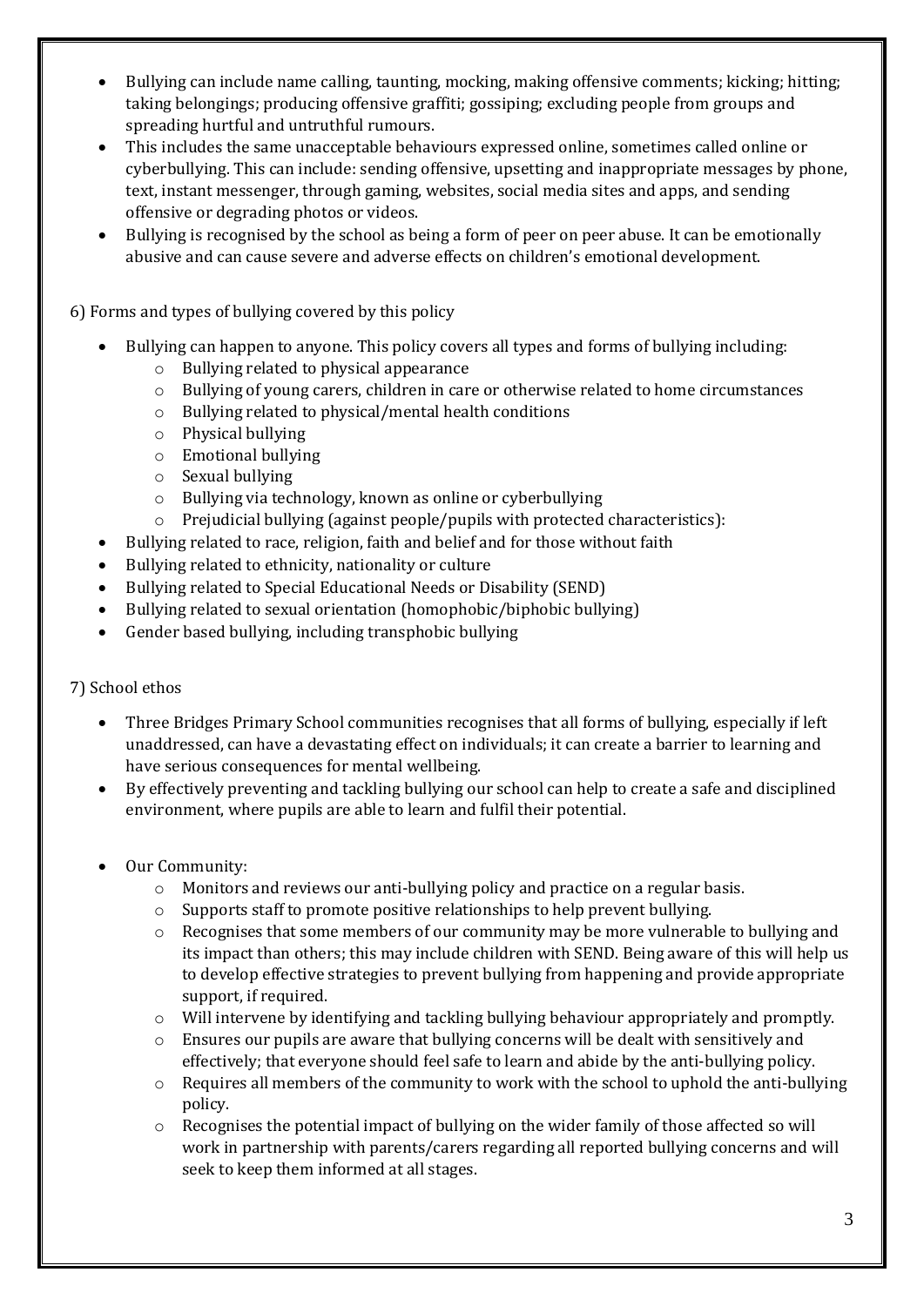- Bullying can include name calling, taunting, mocking, making offensive comments; kicking; hitting; taking belongings; producing offensive graffiti; gossiping; excluding people from groups and spreading hurtful and untruthful rumours.
- This includes the same unacceptable behaviours expressed online, sometimes called online or cyberbullying. This can include: sending offensive, upsetting and inappropriate messages by phone, text, instant messenger, through gaming, websites, social media sites and apps, and sending offensive or degrading photos or videos.
- Bullying is recognised by the school as being a form of peer on peer abuse. It can be emotionally abusive and can cause severe and adverse effects on children's emotional development.

6) Forms and types of bullying covered by this policy

- Bullying can happen to anyone. This policy covers all types and forms of bullying including:
    - Bullying related to physical appearance
    - Bullying of young carers, children in care or otherwise related to home circumstances
    - Bullying related to physical/mental health conditions
    - Physical bullying
    - Emotional bullying
    - Sexual bullying
    - Bullying via technology, known as online or cyberbullying
    - Prejudicial bullying (against people/pupils with protected characteristics):
- Bullying related to race, religion, faith and belief and for those without faith
- Bullying related to ethnicity, nationality or culture
- Bullying related to Special Educational Needs or Disability (SEND)
- Bullying related to sexual orientation (homophobic/biphobic bullying)
- Gender based bullying, including transphobic bullying

7) School ethos

- Three Bridges Primary School communities recognises that all forms of bullying, especially if left unaddressed, can have a devastating effect on individuals; it can create a barrier to learning and have serious consequences for mental wellbeing.
- By effectively preventing and tackling bullying our school can help to create a safe and disciplined environment, where pupils are able to learn and fulfil their potential.

- Our Community:
    - Monitors and reviews our anti-bullying policy and practice on a regular basis.
    - Supports staff to promote positive relationships to help prevent bullying.
    - Recognises that some members of our community may be more vulnerable to bullying and its impact than others; this may include children with SEND. Being aware of this will help us to develop effective strategies to prevent bullying from happening and provide appropriate support, if required.
    - Will intervene by identifying and tackling bullying behaviour appropriately and promptly.
    - Ensures our pupils are aware that bullying concerns will be dealt with sensitively and effectively; that everyone should feel safe to learn and abide by the anti-bullying policy.
    - Requires all members of the community to work with the school to uphold the anti-bullying policy.
    - Recognises the potential impact of bullying on the wider family of those affected so will work in partnership with parents/carers regarding all reported bullying concerns and will seek to keep them informed at all stages.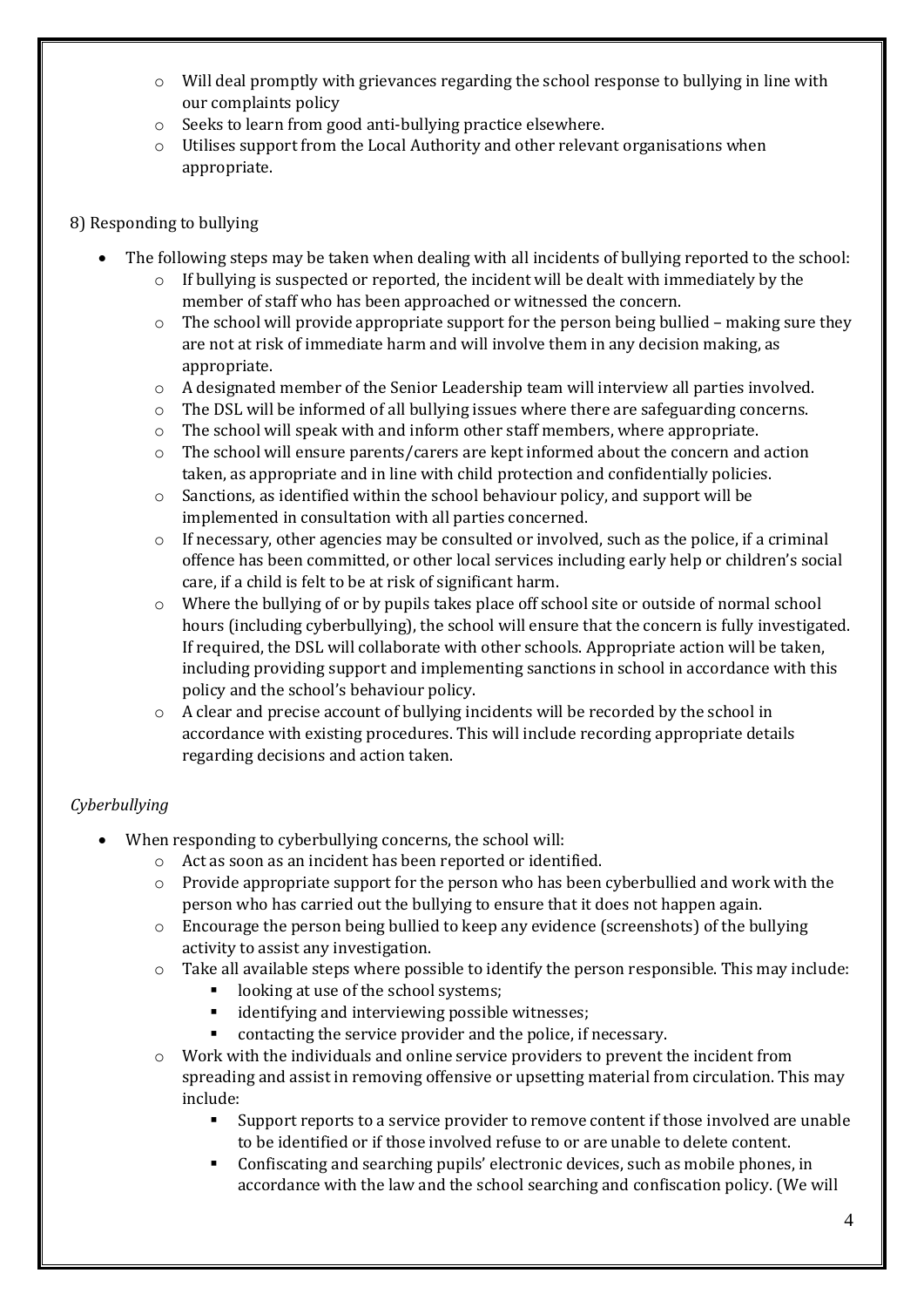- Will deal promptly with grievances regarding the school response to bullying in line with our complaints policy
- Seeks to learn from good anti-bullying practice elsewhere.
- Utilises support from the Local Authority and other relevant organisations when appropriate.

8) Responding to bullying

- The following steps may be taken when dealing with all incidents of bullying reported to the school:
    - If bullying is suspected or reported, the incident will be dealt with immediately by the member of staff who has been approached or witnessed the concern.
    - The school will provide appropriate support for the person being bullied – making sure they are not at risk of immediate harm and will involve them in any decision making, as appropriate.
    - A designated member of the Senior Leadership team will interview all parties involved.
    - The DSL will be informed of all bullying issues where there are safeguarding concerns.
    - The school will speak with and inform other staff members, where appropriate.
    - The school will ensure parents/carers are kept informed about the concern and action taken, as appropriate and in line with child protection and confidentially policies.
    - Sanctions, as identified within the school behaviour policy, and support will be implemented in consultation with all parties concerned.
    - If necessary, other agencies may be consulted or involved, such as the police, if a criminal offence has been committed, or other local services including early help or children's social care, if a child is felt to be at risk of significant harm.
    - Where the bullying of or by pupils takes place off school site or outside of normal school hours (including cyberbullying), the school will ensure that the concern is fully investigated. If required, the DSL will collaborate with other schools. Appropriate action will be taken, including providing support and implementing sanctions in school in accordance with this policy and the school's behaviour policy.
    - A clear and precise account of bullying incidents will be recorded by the school in accordance with existing procedures. This will include recording appropriate details regarding decisions and action taken.

*Cyberbullying*

- When responding to cyberbullying concerns, the school will:
    - Act as soon as an incident has been reported or identified.
    - Provide appropriate support for the person who has been cyberbullied and work with the person who has carried out the bullying to ensure that it does not happen again.
    - Encourage the person being bullied to keep any evidence (screenshots) of the bullying activity to assist any investigation.
    - Take all available steps where possible to identify the person responsible. This may include:
        - looking at use of the school systems;
        - identifying and interviewing possible witnesses;
        - contacting the service provider and the police, if necessary.
    - Work with the individuals and online service providers to prevent the incident from spreading and assist in removing offensive or upsetting material from circulation. This may include:
        - Support reports to a service provider to remove content if those involved are unable to be identified or if those involved refuse to or are unable to delete content.
        - Confiscating and searching pupils' electronic devices, such as mobile phones, in accordance with the law and the school searching and confiscation policy. (We will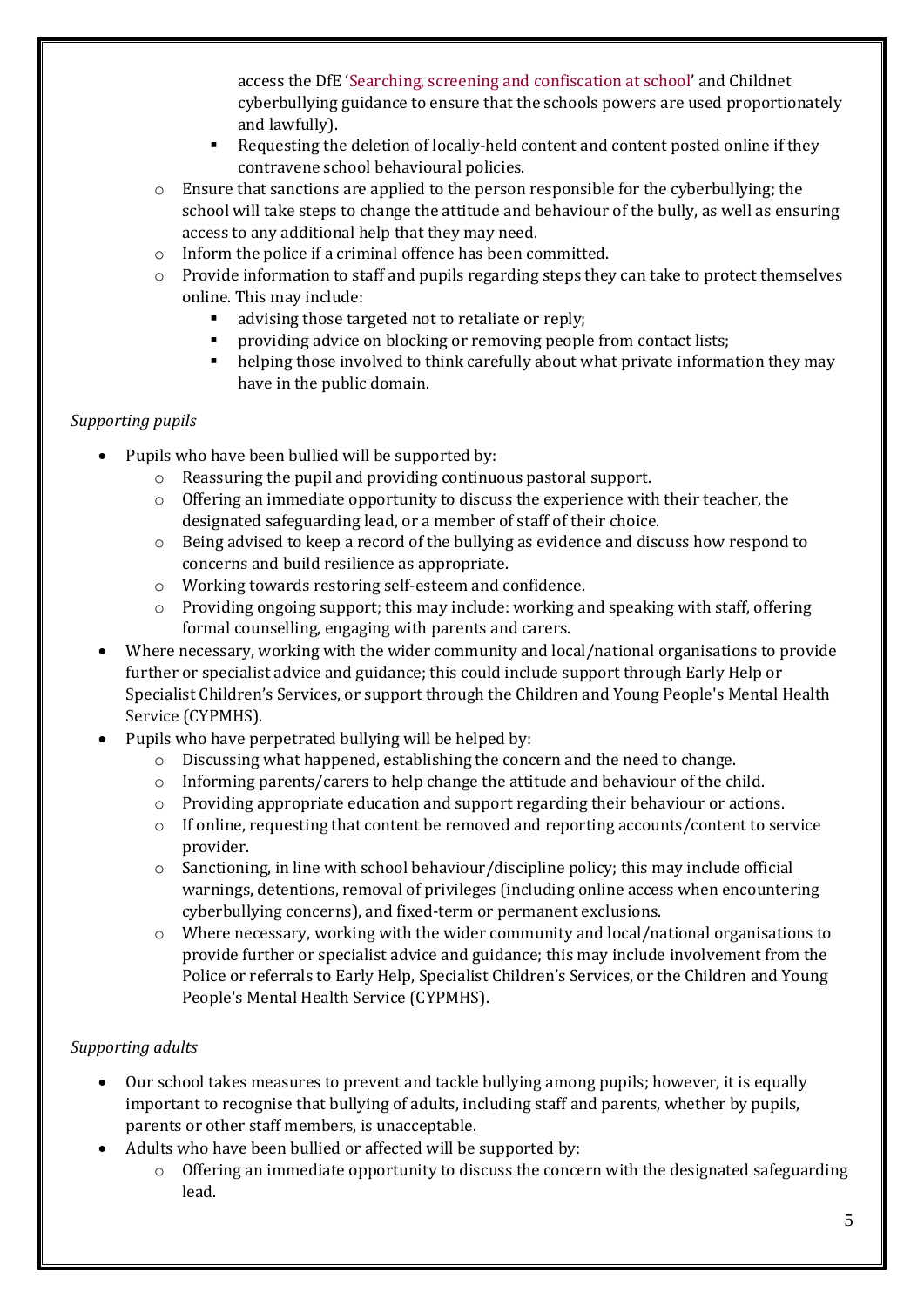access the DfE 'Searching, screening and confiscation at school' and Childnet cyberbullying guidance to ensure that the schools powers are used proportionately and lawfully).
        - Requesting the deletion of locally-held content and content posted online if they contravene school behavioural policies.
    - Ensure that sanctions are applied to the person responsible for the cyberbullying; the school will take steps to change the attitude and behaviour of the bully, as well as ensuring access to any additional help that they may need.
    - Inform the police if a criminal offence has been committed.
    - Provide information to staff and pupils regarding steps they can take to protect themselves online. This may include:
        - advising those targeted not to retaliate or reply;
        - providing advice on blocking or removing people from contact lists;
        - helping those involved to think carefully about what private information they may have in the public domain.

*Supporting pupils*

- Pupils who have been bullied will be supported by:
    - Reassuring the pupil and providing continuous pastoral support.
    - Offering an immediate opportunity to discuss the experience with their teacher, the designated safeguarding lead, or a member of staff of their choice.
    - Being advised to keep a record of the bullying as evidence and discuss how respond to concerns and build resilience as appropriate.
    - Working towards restoring self-esteem and confidence.
    - Providing ongoing support; this may include: working and speaking with staff, offering formal counselling, engaging with parents and carers.
- Where necessary, working with the wider community and local/national organisations to provide further or specialist advice and guidance; this could include support through Early Help or Specialist Children's Services, or support through the Children and Young People's Mental Health Service (CYPMHS).
- Pupils who have perpetrated bullying will be helped by:
    - Discussing what happened, establishing the concern and the need to change.
    - Informing parents/carers to help change the attitude and behaviour of the child.
    - Providing appropriate education and support regarding their behaviour or actions.
    - If online, requesting that content be removed and reporting accounts/content to service provider.
    - Sanctioning, in line with school behaviour/discipline policy; this may include official warnings, detentions, removal of privileges (including online access when encountering cyberbullying concerns), and fixed-term or permanent exclusions.
    - Where necessary, working with the wider community and local/national organisations to provide further or specialist advice and guidance; this may include involvement from the Police or referrals to Early Help, Specialist Children's Services, or the Children and Young People's Mental Health Service (CYPMHS).

*Supporting adults*

- Our school takes measures to prevent and tackle bullying among pupils; however, it is equally important to recognise that bullying of adults, including staff and parents, whether by pupils, parents or other staff members, is unacceptable.
- Adults who have been bullied or affected will be supported by:
    - Offering an immediate opportunity to discuss the concern with the designated safeguarding lead.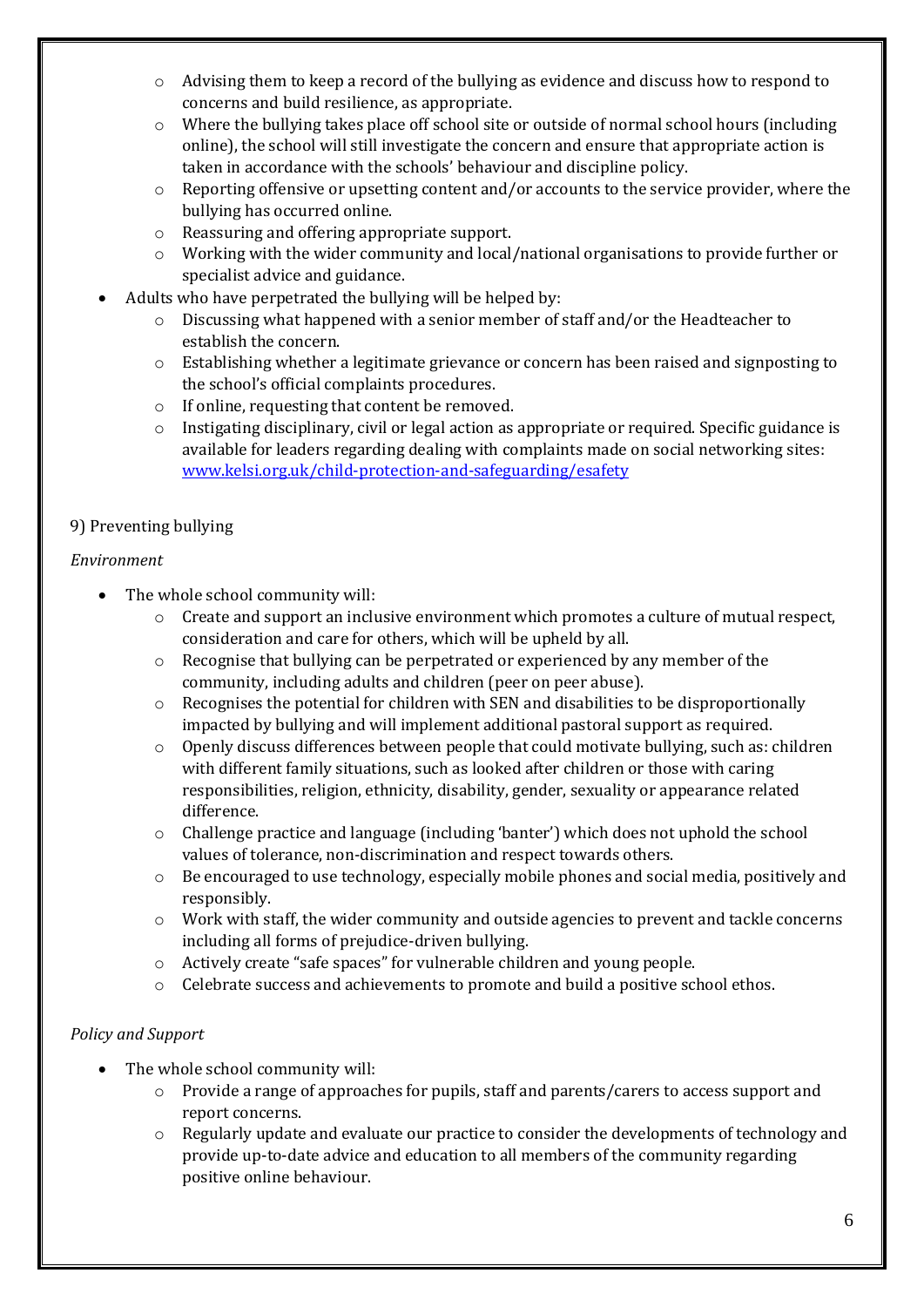- Advising them to keep a record of the bullying as evidence and discuss how to respond to concerns and build resilience, as appropriate.
  - Where the bullying takes place off school site or outside of normal school hours (including online), the school will still investigate the concern and ensure that appropriate action is taken in accordance with the schools' behaviour and discipline policy.
  - Reporting offensive or upsetting content and/or accounts to the service provider, where the bullying has occurred online.
  - Reassuring and offering appropriate support.
  - Working with the wider community and local/national organisations to provide further or specialist advice and guidance.
- Adults who have perpetrated the bullying will be helped by:
  - Discussing what happened with a senior member of staff and/or the Headteacher to establish the concern.
  - Establishing whether a legitimate grievance or concern has been raised and signposting to the school's official complaints procedures.
  - If online, requesting that content be removed.
  - Instigating disciplinary, civil or legal action as appropriate or required. Specific guidance is available for leaders regarding dealing with complaints made on social networking sites: [www.kelsi.org.uk/child-protection-and-safeguarding/esafety](www.kelsi.org.uk/child-protection-and-safeguarding/esafety)

9) Preventing bullying

*Environment*

- The whole school community will:
  - Create and support an inclusive environment which promotes a culture of mutual respect, consideration and care for others, which will be upheld by all.
  - Recognise that bullying can be perpetrated or experienced by any member of the community, including adults and children (peer on peer abuse).
  - Recognises the potential for children with SEN and disabilities to be disproportionally impacted by bullying and will implement additional pastoral support as required.
  - Openly discuss differences between people that could motivate bullying, such as: children with different family situations, such as looked after children or those with caring responsibilities, religion, ethnicity, disability, gender, sexuality or appearance related difference.
  - Challenge practice and language (including 'banter') which does not uphold the school values of tolerance, non-discrimination and respect towards others.
  - Be encouraged to use technology, especially mobile phones and social media, positively and responsibly.
  - Work with staff, the wider community and outside agencies to prevent and tackle concerns including all forms of prejudice-driven bullying.
  - Actively create "safe spaces" for vulnerable children and young people.
  - Celebrate success and achievements to promote and build a positive school ethos.

*Policy and Support*

- The whole school community will:
  - Provide a range of approaches for pupils, staff and parents/carers to access support and report concerns.
  - Regularly update and evaluate our practice to consider the developments of technology and provide up-to-date advice and education to all members of the community regarding positive online behaviour.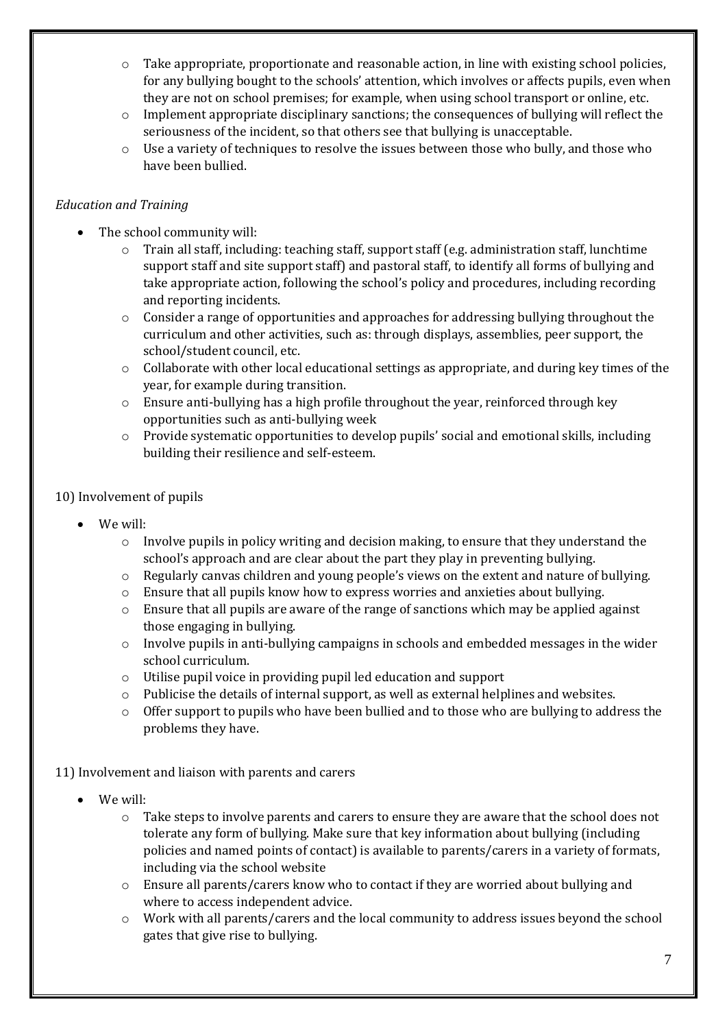- Take appropriate, proportionate and reasonable action, in line with existing school policies, for any bullying bought to the schools' attention, which involves or affects pupils, even when they are not on school premises; for example, when using school transport or online, etc.
  - Implement appropriate disciplinary sanctions; the consequences of bullying will reflect the seriousness of the incident, so that others see that bullying is unacceptable.
  - Use a variety of techniques to resolve the issues between those who bully, and those who have been bullied.

*Education and Training*

- The school community will:
  - Train all staff, including: teaching staff, support staff (e.g. administration staff, lunchtime support staff and site support staff) and pastoral staff, to identify all forms of bullying and take appropriate action, following the school's policy and procedures, including recording and reporting incidents.
  - Consider a range of opportunities and approaches for addressing bullying throughout the curriculum and other activities, such as: through displays, assemblies, peer support, the school/student council, etc.
  - Collaborate with other local educational settings as appropriate, and during key times of the year, for example during transition.
  - Ensure anti-bullying has a high profile throughout the year, reinforced through key opportunities such as anti-bullying week
  - Provide systematic opportunities to develop pupils' social and emotional skills, including building their resilience and self-esteem.

10) Involvement of pupils

- We will:
  - Involve pupils in policy writing and decision making, to ensure that they understand the school's approach and are clear about the part they play in preventing bullying.
  - Regularly canvas children and young people's views on the extent and nature of bullying.
  - Ensure that all pupils know how to express worries and anxieties about bullying.
  - Ensure that all pupils are aware of the range of sanctions which may be applied against those engaging in bullying.
  - Involve pupils in anti-bullying campaigns in schools and embedded messages in the wider school curriculum.
  - Utilise pupil voice in providing pupil led education and support
  - Publicise the details of internal support, as well as external helplines and websites.
  - Offer support to pupils who have been bullied and to those who are bullying to address the problems they have.

11) Involvement and liaison with parents and carers

- We will:
  - Take steps to involve parents and carers to ensure they are aware that the school does not tolerate any form of bullying. Make sure that key information about bullying (including policies and named points of contact) is available to parents/carers in a variety of formats, including via the school website
  - Ensure all parents/carers know who to contact if they are worried about bullying and where to access independent advice.
  - Work with all parents/carers and the local community to address issues beyond the school gates that give rise to bullying.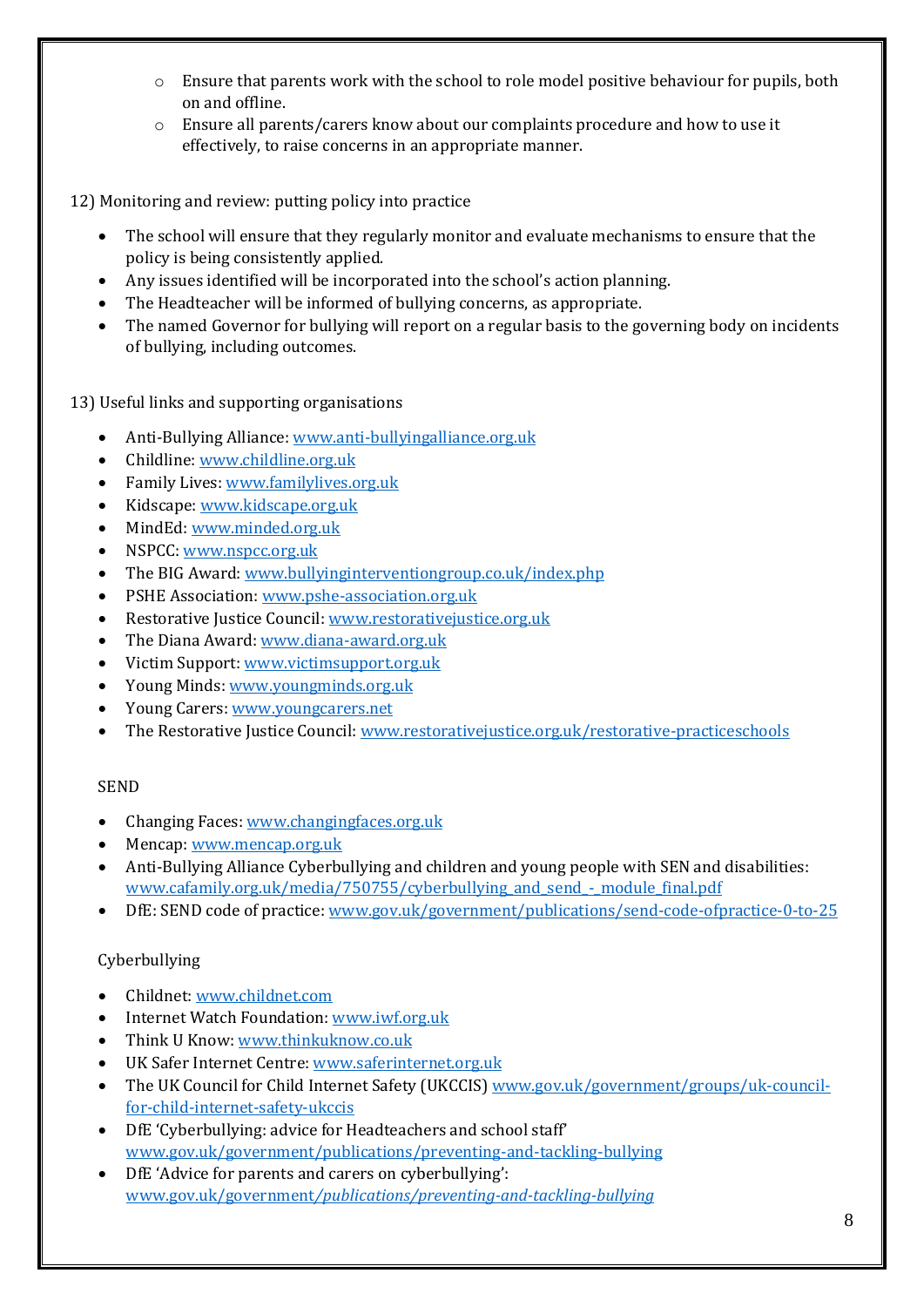- Ensure that parents work with the school to role model positive behaviour for pupils, both on and offline.
  - Ensure all parents/carers know about our complaints procedure and how to use it effectively, to raise concerns in an appropriate manner.

12) Monitoring and review: putting policy into practice

- The school will ensure that they regularly monitor and evaluate mechanisms to ensure that the policy is being consistently applied.
- Any issues identified will be incorporated into the school's action planning.
- The Headteacher will be informed of bullying concerns, as appropriate.
- The named Governor for bullying will report on a regular basis to the governing body on incidents of bullying, including outcomes.

13) Useful links and supporting organisations

- Anti-Bullying Alliance: www.anti-bullyingalliance.org.uk
- Childline: www.childline.org.uk
- Family Lives: www.familylives.org.uk
- Kidscape: www.kidscape.org.uk
- MindEd: www.minded.org.uk
- NSPCC: www.nspcc.org.uk
- The BIG Award: www.bullyinginterventiongroup.co.uk/index.php
- PSHE Association: www.pshe-association.org.uk
- Restorative Justice Council: www.restorativejustice.org.uk
- The Diana Award: www.diana-award.org.uk
- Victim Support: www.victimsupport.org.uk
- Young Minds: www.youngminds.org.uk
- Young Carers: www.youngcarers.net
- The Restorative Justice Council: www.restorativejustice.org.uk/restorative-practiceschools

SEND

- Changing Faces: www.changingfaces.org.uk
- Mencap: www.mencap.org.uk
- Anti-Bullying Alliance Cyberbullying and children and young people with SEN and disabilities: www.cafamily.org.uk/media/750755/cyberbullying_and_send_-_module_final.pdf
- DfE: SEND code of practice: www.gov.uk/government/publications/send-code-ofpractice-0-to-25

Cyberbullying

- Childnet: www.childnet.com
- Internet Watch Foundation: www.iwf.org.uk
- Think U Know: www.thinkuknow.co.uk
- UK Safer Internet Centre: www.saferinternet.org.uk
- The UK Council for Child Internet Safety (UKCCIS) www.gov.uk/government/groups/uk-council-for-child-internet-safety-ukccis
- DfE 'Cyberbullying: advice for Headteachers and school staff' www.gov.uk/government/publications/preventing-and-tackling-bullying
- DfE 'Advice for parents and carers on cyberbullying': www.gov.uk/government/publications/preventing-and-tackling-bullying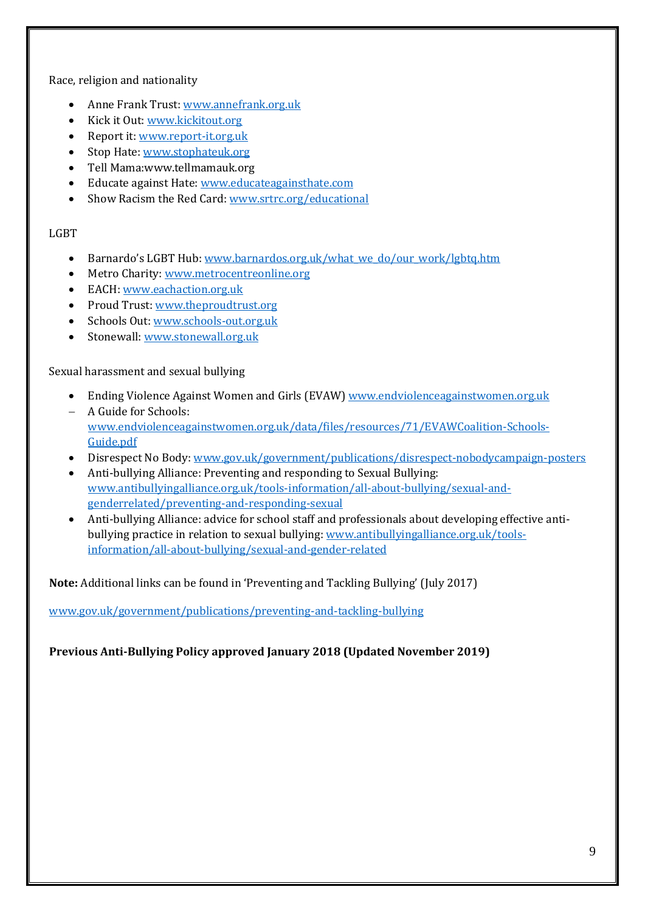Race, religion and nationality

- Anne Frank Trust: www.annefrank.org.uk
- Kick it Out: www.kickitout.org
- Report it: www.report-it.org.uk
- Stop Hate: www.stophateuk.org
- Tell Mama:www.tellmamauk.org
- Educate against Hate: www.educateagainsthate.com
- Show Racism the Red Card: www.srtrc.org/educational

LGBT

- Barnardo's LGBT Hub: www.barnardos.org.uk/what we do/our work/lgbtq.htm
- Metro Charity: www.metrocentreonline.org
- EACH: www.eachaction.org.uk
- Proud Trust: www.theproudtrust.org
- Schools Out: www.schools-out.org.uk
- Stonewall: www.stonewall.org.uk

Sexual harassment and sexual bullying

- Ending Violence Against Women and Girls (EVAW) www.endviolenceagainstwomen.org.uk
  - A Guide for Schools: www.endviolenceagainstwomen.org.uk/data/files/resources/71/EVAWCoalition-Schools-Guide.pdf
- Disrespect No Body: www.gov.uk/government/publications/disrespect-nobodycampaign-posters
- Anti-bullying Alliance: Preventing and responding to Sexual Bullying: www.antibullyingalliance.org.uk/tools-information/all-about-bullying/sexual-and-genderrelated/preventing-and-responding-sexual
- Anti-bullying Alliance: advice for school staff and professionals about developing effective anti-bullying practice in relation to sexual bullying: www.antibullyingalliance.org.uk/tools-information/all-about-bullying/sexual-and-gender-related

**Note:** Additional links can be found in 'Preventing and Tackling Bullying' (July 2017)

www.gov.uk/government/publications/preventing-and-tackling-bullying

**Previous Anti-Bullying Policy approved January 2018 (Updated November 2019)**